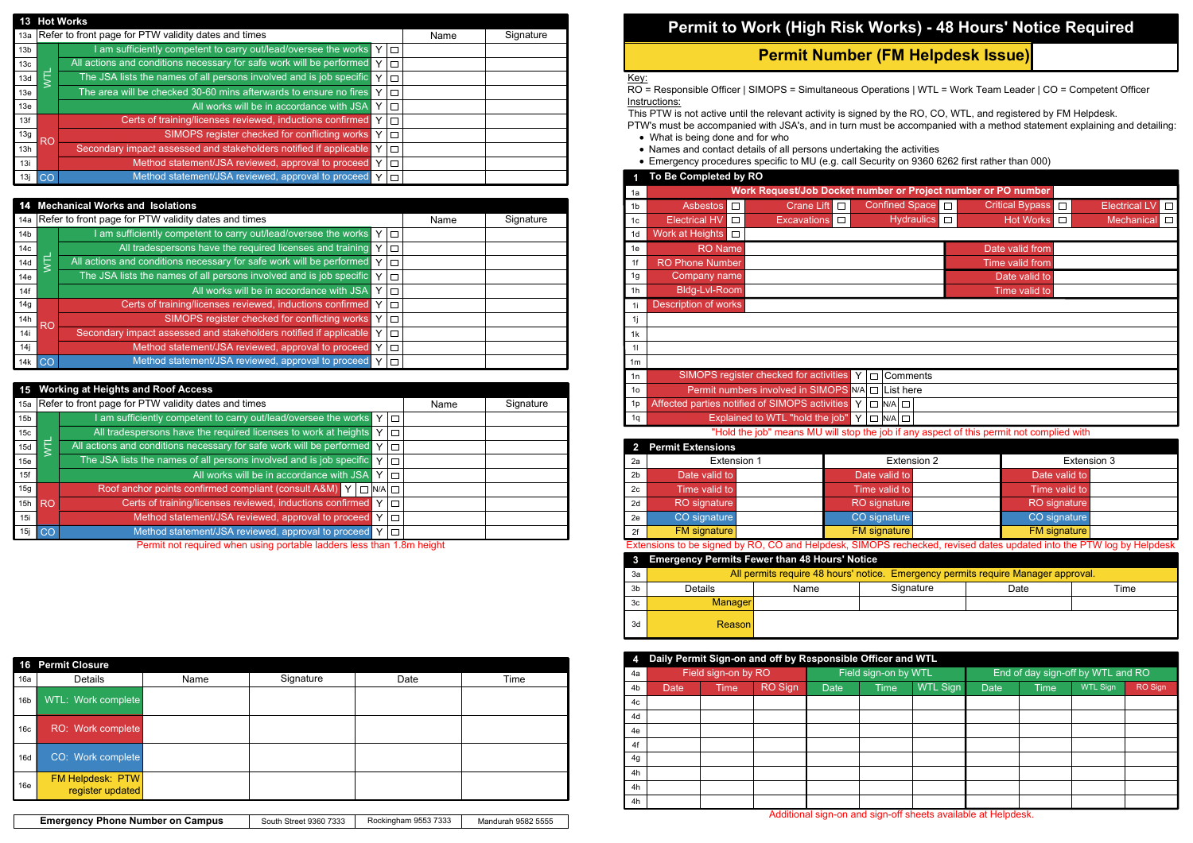# Permit to Work (High Risk Works) - 48 Hours' Notice Required

## Permit Number (FM Helpdesk Issue)

Key:
RO = Responsible Officer | SIMOPS = Simultaneous Operations | WTL = Work Team Leader | CO = Competent Officer

Instructions:
This PTW is not active until the relevant activity is signed by the RO, CO, WTL, and registered by FM Helpdesk.
PTW's must be accompanied with JSA's, and in turn must be accompanied with a method statement explaining and detailing:

- What is being done and for who
- Names and contact details of all persons undertaking the activities
- Emergency procedures specific to MU (e.g. call Security on 9360 6262 first rather than 000)

### 1 To Be Completed by RO

| | | | | | | | | | | |
|---|---|---|---|---|---|---|---|---|---|---|
| 1a | Work Request/Job Docket number or Project number or PO number | | | | | | | | | |
| 1b | Asbestos | ☐ | Crane Lift | ☐ | Confined Space | ☐ | Critical Bypass | ☐ | Electrical LV | ☐ |
| 1c | Electrical HV | ☐ | Excavations | ☐ | Hydraulics | ☐ | Hot Works | ☐ | Mechanical | ☐ |
| 1d | Work at Heights | ☐ | | | | | | | | |

| | | | | |
|---|---|---|---|---|
| 1e | RO Name | | Date valid from | |
| 1f | RO Phone Number | | Time valid from | |
| 1g | Company name | | Date valid to | |
| 1h | Bldg-Lvl-Room | | Time valid to | |
| 1i | Description of works | | | |
| 1j | | | | |
| 1k | | | | |
| 1l | | | | |
| 1m | | | | |

| | | | | | | |
|---|---|---|---|---|---|---|
| 1n | SIMOPS register checked for activities | Y | ☐ | Comments | | |
| 1o | Permit numbers involved in SIMOPS | N/A | ☐ | List here | | |
| 1p | Affected parties notified of SIMOPS activities | Y | ☐ | N/A | ☐ | |
| 1q | Explained to WTL "hold the job" | Y | ☐ | N/A | ☐ | |

"Hold the job" means MU will stop the job if any aspect of this permit not complied with

### 2 Permit Extensions

| | Extension 1 | | Extension 2 | | Extension 3 | |
|---|---|---|---|---|---|---|
| 2b | Date valid to | | Date valid to | | Date valid to | |
| 2c | Time valid to | | Time valid to | | Time valid to | |
| 2d | RO signature | | RO signature | | RO signature | |
| 2e | CO signature | | CO signature | | CO signature | |
| 2f | FM signature | | FM signature | | FM signature | |

Extensions to be signed by RO, CO and Helpdesk, SIMOPS rechecked, revised dates updated into the PTW log by Helpdesk

### 3 Emergency Permits Fewer than 48 Hours' Notice

| | | | | | |
|---|---|---|---|---|---|
| 3a | All permits require 48 hours' notice. Emergency permits require Manager approval. | | | | |
| 3b | Details | Name | Signature | Date | Time |
| 3c | Manager | | | | |
| 3d | Reason | | | | |

### 4 Daily Permit Sign-on and off by Responsible Officer and WTL

| 4a | Field sign-on by RO | | | Field sign-on by WTL | | | End of day sign-off by WTL and RO | | | |
|---|---|---|---|---|---|---|---|---|---|---|
| 4b | Date | Time | RO Sign | Date | Time | WTL Sign | Date | Time | WTL Sign | RO Sign |
| 4c | | | | | | | | | | |
| 4d | | | | | | | | | | |
| 4e | | | | | | | | | | |
| 4f | | | | | | | | | | |
| 4g | | | | | | | | | | |
| 4h | | | | | | | | | | |
| 4h | | | | | | | | | | |
| 4h | | | | | | | | | | |

Additional sign-on and sign-off sheets available at Helpdesk.

### 13 Hot Works

| | | | | | Name | Signature |
|---|---|---|---|---|---|---|
| 13a | Refer to front page for PTW validity dates and times | | | | | |
| 13b | WTL | I am sufficiently competent to carry out/lead/oversee the works | Y | ☐ | | |
| 13c | WTL | All actions and conditions necessary for safe work will be performed | Y | ☐ | | |
| 13d | WTL | The JSA lists the names of all persons involved and is job specific | Y | ☐ | | |
| 13e | WTL | The area will be checked 30-60 mins afterwards to ensure no fires | Y | ☐ | | |
| 13e | WTL | All works will be in accordance with JSA | Y | ☐ | | |
| 13f | RO | Certs of training/licenses reviewed, inductions confirmed | Y | ☐ | | |
| 13g | RO | SIMOPS register checked for conflicting works | Y | ☐ | | |
| 13h | RO | Secondary impact assessed and stakeholders notified if applicable | Y | ☐ | | |
| 13i | RO | Method statement/JSA reviewed, approval to proceed | Y | ☐ | | |
| 13j | CO | Method statement/JSA reviewed, approval to proceed | Y | ☐ | | |

### 14 Mechanical Works and Isolations

| | | | | | Name | Signature |
|---|---|---|---|---|---|---|
| 14a | Refer to front page for PTW validity dates and times | | | | | |
| 14b | WTL | I am sufficiently competent to carry out/lead/oversee the works | Y | ☐ | | |
| 14c | WTL | All tradespersons have the required licenses and training | Y | ☐ | | |
| 14d | WTL | All actions and conditions necessary for safe work will be performed | Y | ☐ | | |
| 14e | WTL | The JSA lists the names of all persons involved and is job specific | Y | ☐ | | |
| 14f | WTL | All works will be in accordance with JSA | Y | ☐ | | |
| 14g | RO | Certs of training/licenses reviewed, inductions confirmed | Y | ☐ | | |
| 14h | RO | SIMOPS register checked for conflicting works | Y | ☐ | | |
| 14i | RO | Secondary impact assessed and stakeholders notified if applicable | Y | ☐ | | |
| 14j | RO | Method statement/JSA reviewed, approval to proceed | Y | ☐ | | |
| 14k | CO | Method statement/JSA reviewed, approval to proceed | Y | ☐ | | |

### 15 Working at Heights and Roof Access

| | | | | | Name | Signature |
|---|---|---|---|---|---|---|
| 15a | Refer to front page for PTW validity dates and times | | | | | |
| 15b | WTL | I am sufficiently competent to carry out/lead/oversee the works | Y | ☐ | | |
| 15c | WTL | All tradespersons have the required licenses to work at heights | Y | ☐ | | |
| 15d | WTL | All actions and conditions necessary for safe work will be performed | Y | ☐ | | |
| 15e | WTL | The JSA lists the names of all persons involved and is job specific | Y | ☐ | | |
| 15f | WTL | All works will be in accordance with JSA | Y | ☐ | | |
| 15g | RO | Roof anchor points confirmed compliant (consult A&M) | Y ☐ N/A | ☐ | | |
| 15h | RO | Certs of training/licenses reviewed, inductions confirmed | Y | ☐ | | |
| 15i | RO | Method statement/JSA reviewed, approval to proceed | Y | ☐ | | |
| 15j | CO | Method statement/JSA reviewed, approval to proceed | Y | ☐ | | |

Permit not required when using portable ladders less than 1.8m height

### 16 Permit Closure

| 16a | Details | Name | Signature | Date | Time |
|---|---|---|---|---|---|
| 16b | WTL: Work complete | | | | |
| 16c | RO: Work complete | | | | |
| 16d | CO: Work complete | | | | |
| 16e | FM Helpdesk: PTW register updated | | | | |

| Emergency Phone Number on Campus | South Street 9360 7333 | Rockingham 9553 7333 | Mandurah 9582 5555 |
|---|---|---|---|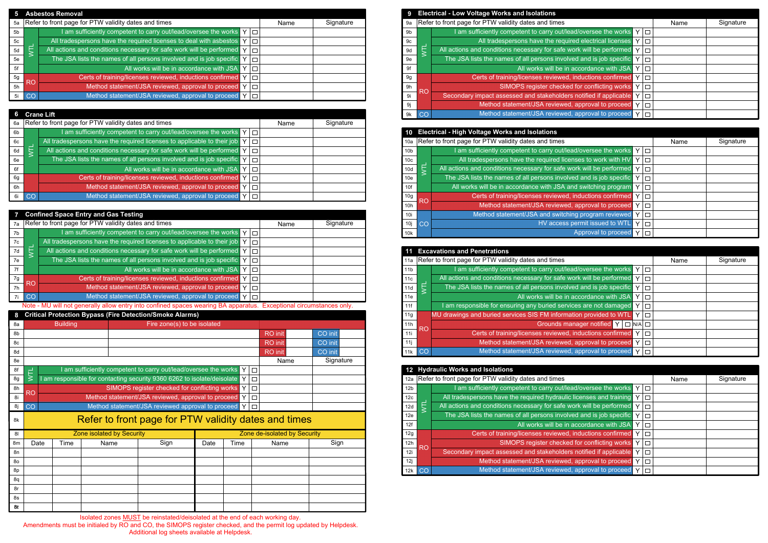## 5 Asbestos Removal

| | | | | | Name | Signature |
|---|---|---|---|---|---|---|
| 5a | Refer to front page for PTW validity dates and times | | | | | |
| 5b | WTL | I am sufficiently competent to carry out/lead/oversee the works | Y | ☐ | | |
| 5c | WTL | All tradespersons have the required licenses to deal with asbestos | Y | ☐ | | |
| 5d | WTL | All actions and conditions necessary for safe work will be performed | Y | ☐ | | |
| 5e | WTL | The JSA lists the names of all persons involved and is job specific | Y | ☐ | | |
| 5f | WTL | All works will be in accordance with JSA | Y | ☐ | | |
| 5g | RO | Certs of training/licenses reviewed, inductions confirmed | Y | ☐ | | |
| 5h | RO | Method statement/JSA reviewed, approval to proceed | Y | ☐ | | |
| 5i | CO | Method statement/JSA reviewed, approval to proceed | Y | ☐ | | |

## 6 Crane Lift

| | | | | | Name | Signature |
|---|---|---|---|---|---|---|
| 6a | Refer to front page for PTW validity dates and times | | | | | |
| 6b | WTL | I am sufficiently competent to carry out/lead/oversee the works | Y | ☐ | | |
| 6c | WTL | All tradespersons have the required licenses to applicable to their job | Y | ☐ | | |
| 6d | WTL | All actions and conditions necessary for safe work will be performed | Y | ☐ | | |
| 6e | WTL | The JSA lists the names of all persons involved and is job specific | Y | ☐ | | |
| 6f | WTL | All works will be in accordance with JSA | Y | ☐ | | |
| 6g | | Certs of training/licenses reviewed, inductions confirmed | Y | ☐ | | |
| 6h | | Method statement/JSA reviewed, approval to proceed | Y | ☐ | | |
| 6i | CO | Method statement/JSA reviewed, approval to proceed | Y | ☐ | | |

## 7 Confined Space Entry and Gas Testing

| | | | | | Name | Signature |
|---|---|---|---|---|---|---|
| 7a | Refer to front page for PTW validity dates and times | | | | | |
| 7b | WTL | I am sufficiently competent to carry out/lead/oversee the works | Y | ☐ | | |
| 7c | WTL | All tradespersons have the required licenses to applicable to their job | Y | ☐ | | |
| 7d | WTL | All actions and conditions necessary for safe work will be performed | Y | ☐ | | |
| 7e | WTL | The JSA lists the names of all persons involved and is job specific | Y | ☐ | | |
| 7f | WTL | All works will be in accordance with JSA | Y | ☐ | | |
| 7g | RO | Certs of training/licenses reviewed, inductions confirmed | Y | ☐ | | |
| 7h | RO | Method statement/JSA reviewed, approval to proceed | Y | ☐ | | |
| 7i | CO | Method statement/JSA reviewed, approval to proceed | Y | ☐ | | |

Note - MU will not generally allow entry into confined spaces wearing BA apparatus. Exceptional circumstances only.

## 8 Critical Protection Bypass (Fire Detection/Smoke Alarms)

| | Building | Fire zone(s) to be isolated | | |
|---|---|---|---|---|
| 8a | Building | Fire zone(s) to be isolated | | |
| 8b | | | RO init | CO init |
| 8c | | | RO init | CO init |
| 8d | | | RO init | CO init |

| | | | | | Name | Signature |
|---|---|---|---|---|---|---|
| 8e | | | | | Name | Signature |
| 8f | WTL | I am sufficiently competent to carry out/lead/oversee the works | Y | ☐ | | |
| 8g | WTL | I am responsible for contacting security 9360 6262 to isolate/deisolate | Y | ☐ | | |
| 8h | RO | SIMOPS register checked for conflicting works | Y | ☐ | | |
| 8i | RO | Method statement/JSA reviewed, approval to proceed | Y | ☐ | | |
| 8j | CO | Method statement/JSA reviewed approval to proceed | Y | ☐ | | |
| 8k | **Refer to front page for PTW validity dates and times** | | | | | |

| | Zone isolated by Security | | | | Zone de-isolated by Security | | | |
|---|---|---|---|---|---|---|---|---|
| 8l | Zone isolated by Security | | | | Zone de-isolated by Security | | | |
| 8m | Date | Time | Name | Sign | Date | Time | Name | Sign |
| 8n | | | | | | | | |
| 8o | | | | | | | | |
| 8p | | | | | | | | |
| 8q | | | | | | | | |
| 8r | | | | | | | | |
| 8s | | | | | | | | |
| 8t | | | | | | | | |

Isolated zones MUST be reinstated/deisolated at the end of each working day.
Amendments must be initialed by RO and CO, the SIMOPS register checked, and the permit log updated by Helpdesk.
Additional log sheets available at Helpdesk.

## 9 Electrical - Low Voltage Works and Isolations

| | | | | | Name | Signature |
|---|---|---|---|---|---|---|
| 9a | Refer to front page for PTW validity dates and times | | | | | |
| 9b | WTL | I am sufficiently competent to carry out/lead/oversee the works | Y | ☐ | | |
| 9c | WTL | All tradespersons have the required electrical licenses | Y | ☐ | | |
| 9d | WTL | All actions and conditions necessary for safe work will be performed | Y | ☐ | | |
| 9e | WTL | The JSA lists the names of all persons involved and is job specific | Y | ☐ | | |
| 9f | WTL | All works will be in accordance with JSA | Y | ☐ | | |
| 9g | RO | Certs of training/licenses reviewed, inductions confirmed | Y | ☐ | | |
| 9h | RO | SIMOPS register checked for conflicting works | Y | ☐ | | |
| 9i | RO | Secondary impact assessed and stakeholders notified if applicable | Y | ☐ | | |
| 9j | RO | Method statement/JSA reviewed, approval to proceed | Y | ☐ | | |
| 9k | CO | Method statement/JSA reviewed, approval to proceed | Y | ☐ | | |

## 10 Electrical - High Voltage Works and Isolations

| | | | | | Name | Signature |
|---|---|---|---|---|---|---|
| 10a | Refer to front page for PTW validity dates and times | | | | | |
| 10b | WTL | I am sufficiently competent to carry out/lead/oversee the works | Y | ☐ | | |
| 10c | WTL | All tradespersons have the required licenses to work with HV | Y | ☐ | | |
| 10d | WTL | All actions and conditions necessary for safe work will be performed | Y | ☐ | | |
| 10e | WTL | The JSA lists the names of all persons involved and is job specific | Y | ☐ | | |
| 10f | WTL | All works will be in accordance with JSA and switching program | Y | ☐ | | |
| 10g | RO | Certs of training/licenses reviewed, inductions confirmed | Y | ☐ | | |
| 10h | RO | Method statement/JSA reviewed, approval to proceed | Y | ☐ | | |
| 10i | CO | Method statement/JSA and switching program reviewed | Y | ☐ | | |
| 10j | CO | HV access permit issued to WTL | Y | ☐ | | |
| 10k | CO | Approval to proceed | Y | ☐ | | |

## 11 Excavations and Penetrations

| | | | | | Name | Signature |
|---|---|---|---|---|---|---|
| 11a | Refer to front page for PTW validity dates and times | | | | | |
| 11b | WTL | I am sufficiently competent to carry out/lead/oversee the works | Y | ☐ | | |
| 11c | WTL | All actions and conditions necessary for safe work will be performed | Y | ☐ | | |
| 11d | WTL | The JSA lists the names of all persons involved and is job specific | Y | ☐ | | |
| 11e | WTL | All works will be in accordance with JSA | Y | ☐ | | |
| 11f | WTL | I am responsible for ensuring any buried services are not damaged | Y | ☐ | | |
| 11g | RO | MU drawings and buried services SIS FM information provided to WTL | Y | ☐ | | |
| 11h | RO | Grounds manager notified Y ☐ N/A | Y | ☐ | | |
| 11i | RO | Certs of training/licenses reviewed, inductions confirmed | Y | ☐ | | |
| 11j | RO | Method statement/JSA reviewed, approval to proceed | Y | ☐ | | |
| 11k | CO | Method statement/JSA reviewed, approval to proceed | Y | ☐ | | |

## 12 Hydraulic Works and Isolations

| | | | | | Name | Signature |
|---|---|---|---|---|---|---|
| 12a | Refer to front page for PTW validity dates and times | | | | | |
| 12b | WTL | I am sufficiently competent to carry out/lead/oversee the works | Y | ☐ | | |
| 12c | WTL | All tradespersons have the required hydraulic licenses and training | Y | ☐ | | |
| 12d | WTL | All actions and conditions necessary for safe work will be performed | Y | ☐ | | |
| 12e | WTL | The JSA lists the names of all persons involved and is job specific | Y | ☐ | | |
| 12f | WTL | All works will be in accordance with JSA | Y | ☐ | | |
| 12g | RO | Certs of training/licenses reviewed, inductions confirmed | Y | ☐ | | |
| 12h | RO | SIMOPS register checked for conflicting works | Y | ☐ | | |
| 12i | RO | Secondary impact assessed and stakeholders notified if applicable | Y | ☐ | | |
| 12j | RO | Method statement/JSA reviewed, approval to proceed | Y | ☐ | | |
| 12k | CO | Method statement/JSA reviewed, approval to proceed | Y | ☐ | | |